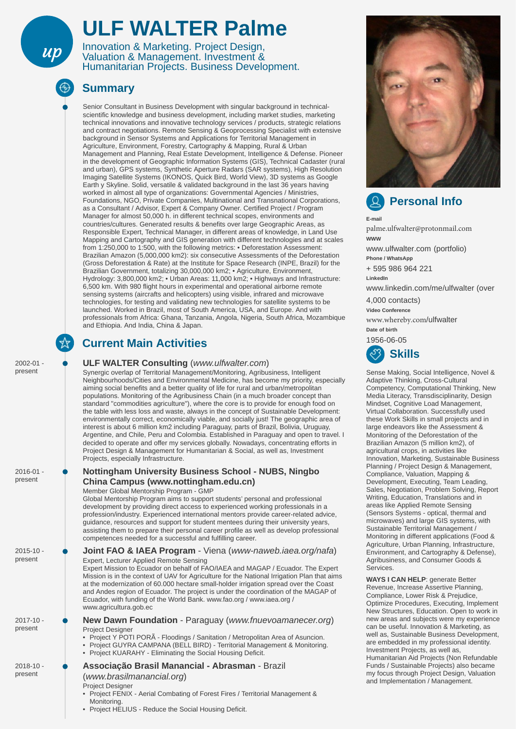# ULF WALTER Palme

Innovation & Marketing. Project Design, Valuation & Management. Investment & Humanitarian Projects. Business Development.

## Summary

Senior Consultant in Business Development with singular background in technical-scientific knowledge and business development, including market studies, marketing technical innovations and innovative technology services / products, strategic relations and contract negotiations. Remote Sensing & Geoprocessing Specialist with extensive background in Sensor Systems and Applications for Territorial Management in Agriculture, Environment, Forestry, Cartography & Mapping, Rural & Urban Management and Planning, Real Estate Development, Intelligence & Defense. Pioneer in the development of Geographic Information Systems (GIS), Technical Cadaster (rural and urban), GPS systems, Synthetic Aperture Radars (SAR systems), High Resolution Imaging Satellite Systems (IKONOS, Quick Bird, World View), 3D systems as Google Earth y Skyline. Solid, versatile & validated background in the last 36 years having worked in almost all type of organizations: Governmental Agencies / Ministries, Foundations, NGO, Private Companies, Multinational and Transnational Corporations, as a Consultant / Advisor, Expert & Company Owner. Certified Project / Program Manager for almost 50,000 h. in different technical scopes, environments and countries/cultures. Generated results & benefits over large Geographic Areas, as Responsible Expert, Technical Manager, in different areas of knowledge, in Land Use Mapping and Cartography and GIS generation with different technologies and at scales from 1:250,000 to 1:500, with the following metrics: • Deforestation Assessment: Brazilian Amazon (5,000,000 km2): six consecutive Assessments of the Deforestation (Gross Deforestation & Rate) at the Institute for Space Research (INPE, Brazil) for the Brazilian Government, totalizing 30,000,000 km2; • Agriculture, Environment, Hydrology: 3,800,000 km2; • Urban Areas: 11,000 km2; • Highways and Infrastructure: 6,500 km. With 980 flight hours in experimental and operational airborne remote sensing systems (aircrafts and helicopters) using visible, infrared and microwave technologies, for testing and validating new technologies for satellite systems to be launched. Worked in Brazil, most of South America, USA, and Europe. And with professionals from Africa: Ghana, Tanzania, Angola, Nigeria, South Africa, Mozambique and Ethiopia. And India, China & Japan.

## Current Main Activities

**2002-01 - present**

### ULF WALTER Consulting (*www.ulfwalter.com*)

Synergic overlap of Territorial Management/Monitoring, Agribusiness, Intelligent Neighbourhoods/Cities and Environmental Medicine, has become my priority, especially aiming social benefits and a better quality of life for rural and urban/metropolitan populations. Monitoring of the Agribusiness Chain (in a much broader concept than standard "commodities agriculture"), where the core is to provide for enough food on the table with less loss and waste, always in the concept of Sustainable Development: environmentally correct, economically viable, and socially just! The geographic area of interest is about 6 million km2 including Paraguay, parts of Brazil, Bolivia, Uruguay, Argentine, and Chile, Peru and Colombia. Established in Paraguay and open to travel. I decided to operate and offer my services globally. Nowadays, concentrating efforts in Project Design & Management for Humanitarian & Social, as well as, Investment Projects, especially Infrastructure.

**2016-01 - present**

### Nottingham University Business School - NUBS, Ningbo China Campus (www.nottingham.edu.cn)

Member Global Mentorship Program - GMP

Global Mentorship Program aims to support students' personal and professional development by providing direct access to experienced working professionals in a profession/industry. Experienced international mentors provide career-related advice, guidance, resources and support for student mentees during their university years, assisting them to prepare their personal career profile as well as develop professional competences needed for a successful and fulfilling career.

**2015-10 - present**

### Joint FAO & IAEA Program - Viena (*www-naweb.iaea.org/nafa*)

Expert, Lecturer Applied Remote Sensing

Expert Mission to Ecuador on behalf of FAO/IAEA and MAGAP / Ecuador. The Expert Mission is in the context of UAV for Agriculture for the National Irrigation Plan that aims at the modernization of 60.000 hectare small-holder irrigation spread over the Coast and Andes region of Ecuador. The project is under the coordination of the MAGAP of Ecuador, with funding of the World Bank. www.fao.org / www.iaea.org / www.agricultura.gob.ec

**2017-10 - present**

### New Dawn Foundation - Paraguay (*www.fnuevoamanecer.org*)

Project Designer

- Project Y POTI PORÃ - Floodings / Sanitation / Metropolitan Area of Asuncion.
- Project GUYRA CAMPANA (BELL BIRD) - Territorial Management & Monitoring.
- Project KUARAHY - Eliminating the Social Housing Deficit.

**2018-10 - present**

### Associação Brasil Manancial - Abrasman - Brazil (*www.brasilmanancial.org*)

Project Designer

- Project FENIX - Aerial Combating of Forest Fires / Territorial Management & Monitoring.
- Project HELIUS - Reduce the Social Housing Deficit.

## Personal Info

**E-mail**
palme.ulfwalter@protonmail.com

**WWW**
www.ulfwalter.com (portfolio)

**Phone / WhatsApp**
+ 595 986 964 221

**LinkedIn**
www.linkedin.com/me/ulfwalter (over 4,000 contacts)

**Video Conference**
www.whereby.com/ulfwalter

**Date of birth**
1956-06-05

## Skills

Sense Making, Social Intelligence, Novel & Adaptive Thinking, Cross-Cultural Competency, Computational Thinking, New Media Literacy, Transdisciplinarity, Design Mindset, Cognitive Load Management, Virtual Collaboration. Successfully used these Work Skills in small projects and in large endeavors like the Assessment & Monitoring of the Deforestation of the Brazilian Amazon (5 million km2), of agricultural crops, in activities like Innovation, Marketing, Sustainable Business Planning / Project Design & Management, Compliance, Valuation, Mapping & Development, Executing, Team Leading, Sales, Negotiation, Problem Solving, Report Writing, Education, Translations and in areas like Applied Remote Sensing (Sensors Systems - optical, thermal and microwaves) and large GIS systems, with Sustainable Territorial Management / Monitoring in different applications (Food & Agriculture, Urban Planning, Infrastructure, Environment, and Cartography & Defense), Agribusiness, and Consumer Goods & Services.

**WAYS I CAN HELP**: generate Better Revenue, Increase Assertive Planning, Compliance, Lower Risk & Prejudice, Optimize Procedures, Executing, Implement New Structures, Education. Open to work in new areas and subjects were my experience can be useful. Innovation & Marketing, as well as, Sustainable Business Development, are embedded in my professional identity. Investment Projects, as well as, Humanitarian Aid Projects (Non Refundable Funds / Sustainable Projects) also became my focus through Project Design, Valuation and Implementation / Management.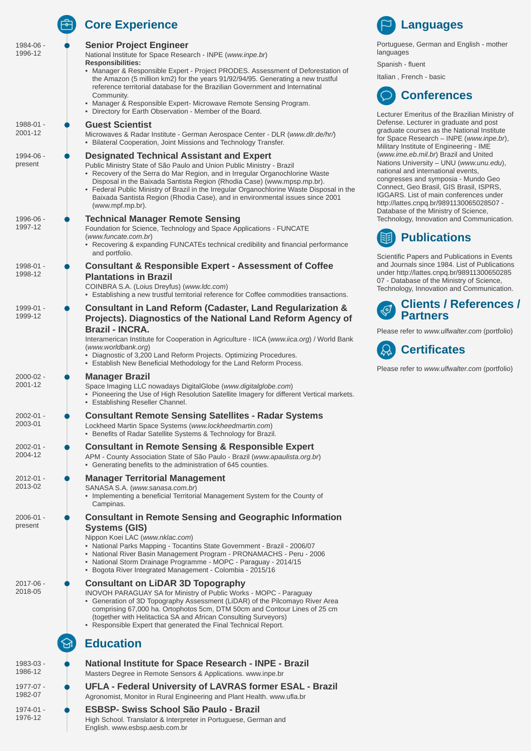## Core Experience

1984-06 - 1996-12

### Senior Project Engineer

National Institute for Space Research - INPE (*www.inpe.br*)

**Responsibilities:**

- Manager & Responsible Expert - Project PRODES. Assessment of Deforestation of the Amazon (5 million km2) for the years 91/92/94/95. Generating a new trustful reference territorial database for the Brazilian Government and International Community.
- Manager & Responsible Expert- Microwave Remote Sensing Program.
- Directory for Earth Observation - Member of the Board.

1988-01 - 2001-12

### Guest Scientist

Microwaves & Radar Institute - German Aerospace Center - DLR (*www.dlr.de/hr/*)

- Bilateral Cooperation, Joint Missions and Technology Transfer.

1994-06 - present

### Designated Technical Assistant and Expert

Public Ministry State of São Paulo and Union Public Ministry - Brazil

- Recovery of the Serra do Mar Region, and in Irregular Organochlorine Waste Disposal in the Baixada Santista Region (Rhodia Case) (www.mpsp.mp.br).
- Federal Public Ministry of Brazil in the Irregular Organochlorine Waste Disposal in the Baixada Santista Region (Rhodia Case), and in environmental issues since 2001 (www.mpf.mp.br).

1996-06 - 1997-12

### Technical Manager Remote Sensing

Foundation for Science, Technology and Space Applications - FUNCATE (*www.funcate.com.br*)

- Recovering & expanding FUNCATEs technical credibility and financial performance and portfolio.

1998-01 - 1998-12

### Consultant & Responsible Expert - Assessment of Coffee Plantations in Brazil

COINBRA S.A. (Loius Dreyfus) (*www.ldc.com*)

- Establishing a new trustful territorial reference for Coffee commodities transactions.

1999-01 - 1999-12

### Consultant in Land Reform (Cadaster, Land Regularization & Projects). Diagnostics of the National Land Reform Agency of Brazil - INCRA.

Interamerican Institute for Cooperation in Agriculture - IICA (*www.iica.org*) / World Bank (*www.worldbank.org*)

- Diagnostic of 3,200 Land Reform Projects. Optimizing Procedures.
- Establish New Beneficial Methodology for the Land Reform Process.

2000-02 - 2001-12

### Manager Brazil

Space Imaging LLC nowadays DigitalGlobe (*www.digitalglobe.com*)

- Pioneering the Use of High Resolution Satellite Imagery for different Vertical markets.
- Establishing Reseller Channel.

2002-01 - 2003-01

### Consultant Remote Sensing Satellites - Radar Systems

Lockheed Martin Space Systems (*www.lockheedmartin.com*)

- Benefits of Radar Satellite Systems & Technology for Brazil.

2002-01 - 2004-12

### Consultant in Remote Sensing & Responsible Expert

APM - County Association State of São Paulo - Brazil (*www.apaulista.org.br*)

- Generating benefits to the administration of 645 counties.

2012-01 - 2013-02

### Manager Territorial Management

SANASA S.A. (*www.sanasa.com.br*)

- Implementing a beneficial Territorial Management System for the County of Campinas.

2006-01 - present

### Consultant in Remote Sensing and Geographic Information Systems (GIS)

Nippon Koei LAC (*www.nklac.com*)

- National Parks Mapping - Tocantins State Government - Brazil - 2006/07
- National River Basin Management Program - PRONAMACHS - Peru - 2006
- National Storm Drainage Programme - MOPC - Paraguay - 2014/15
- Bogota River Integrated Management - Colombia - 2015/16

2017-06 - 2018-05

### Consultant on LiDAR 3D Topography

INOVOH PARAGUAY SA for Ministry of Public Works - MOPC - Paraguay

- Generation of 3D Topography Assessment (LiDAR) of the Pilcomayo River Area comprising 67,000 ha. Ortophotos 5cm, DTM 50cm and Contour Lines of 25 cm (together with Helitactica SA and African Consulting Surveyors)
- Responsible Expert that generated the Final Technical Report.

## Education

1983-03 - 1986-12

### National Institute for Space Research - INPE - Brazil

Masters Degree in Remote Sensors & Applications. www.inpe.br

1977-07 - 1982-07

### UFLA - Federal University of LAVRAS former ESAL - Brazil

Agronomist, Monitor in Rural Engineering and Plant Health. www.ufla.br

1974-01 - 1976-12

### ESBSP- Swiss School São Paulo - Brazil

High School. Translator & Interpreter in Portuguese, German and English. www.esbsp.aesb.com.br

## Languages

Portuguese, German and English - mother languages

Spanish - fluent

Italian , French - basic

## Conferences

Lecturer Emeritus of the Brazilian Ministry of Defense. Lecturer in graduate and post graduate courses as the National Institute for Space Research – INPE (*www.inpe.br*), Military Institute of Engineering - IME (*www.ime.eb.mil.br*) Brazil and United Nations University – UNU (*www.unu.edu*), national and international events, congresses and symposia - Mundo Geo Connect, Geo Brasil, GIS Brasil, ISPRS, IGGARS. List of main conferences under http://lattes.cnpq.br/9891130065028507 - Database of the Ministry of Science, Technology, Innovation and Communication.

## Publications

Scientific Papers and Publications in Events and Journals since 1984. List of Publications under http://lattes.cnpq.br/98911300650285 07 - Database of the Ministry of Science, Technology, Innovation and Communication.

## Clients / References / Partners

Please refer to *www.ulfwalter.com* (portfolio)

## Certificates

Please refer to *www.ulfwalter.com* (portfolio)